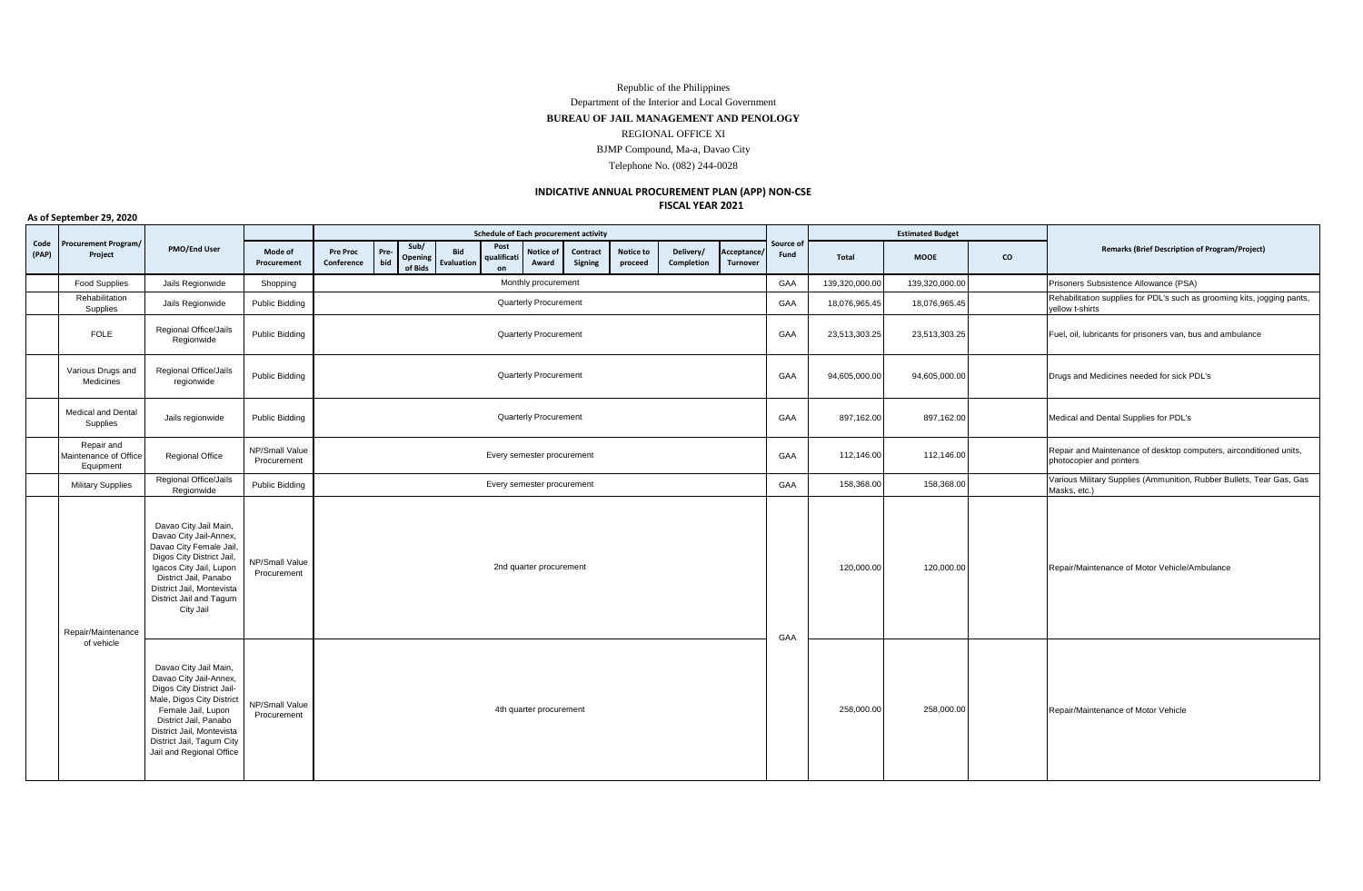Republic of the Philippines

Department of the Interior and Local Government

**BUREAU OF JAIL MANAGEMENT AND PENOLOGY**

REGIONAL OFFICE XI

BJMP Compound, Ma-a, Davao City

Telephone No. (082) 244-0028

## INDICATIVE ANNUAL PROCUREMENT PLAN (APP) NON-CSE
## FISCAL YEAR 2021

**As of September 29, 2020**

| Code (PAP) | Procurement Program/ Project | PMO/End User | Mode of Procurement | Schedule of Each procurement activity | | | | | | | | | | Source of Fund | Estimated Budget | | | Remarks (Brief Description of Program/Project) |
|---|---|---|---|---|---|---|---|---|---|---|---|---|---|---|---|---|---|---|
| | | | | Pre Proc Conference | Pre-bid | Sub/ Opening of Bids | Bid Evaluation | Post qualification | Notice of Award | Contract Signing | Notice to proceed | Delivery/ Completion | Acceptance/ Turnover | | Total | MOOE | CO | |
| | Food Supplies | Jails Regionwide | Shopping | Monthly procurement | | | | | | | | | | GAA | 139,320,000.00 | 139,320,000.00 | | Prisoners Subsistence Allowance (PSA) |
| | Rehabilitation Supplies | Jails Regionwide | Public Bidding | Quarterly Procurement | | | | | | | | | | GAA | 18,076,965.45 | 18,076,965.45 | | Rehabilitation supplies for PDL's such as grooming kits, jogging pants, yellow t-shirts |
| | FOLE | Regional Office/Jails Regionwide | Public Bidding | Quarterly Procurement | | | | | | | | | | GAA | 23,513,303.25 | 23,513,303.25 | | Fuel, oil, lubricants for prisoners van, bus and ambulance |
| | Various Drugs and Medicines | Regional Office/Jails regionwide | Public Bidding | Quarterly Procurement | | | | | | | | | | GAA | 94,605,000.00 | 94,605,000.00 | | Drugs and Medicines needed for sick PDL's |
| | Medical and Dental Supplies | Jails regionwide | Public Bidding | Quarterly Procurement | | | | | | | | | | GAA | 897,162.00 | 897,162.00 | | Medical and Dental Supplies for PDL's |
| | Repair and Maintenance of Office Equipment | Regional Office | NP/Small Value Procurement | Every semester procurement | | | | | | | | | | GAA | 112,146.00 | 112,146.00 | | Repair and Maintenance of desktop computers, airconditioned units, photocopier and printers |
| | Military Supplies | Regional Office/Jails Regionwide | Public Bidding | Every semester procurement | | | | | | | | | | GAA | 158,368.00 | 158,368.00 | | Various Military Supplies (Ammunition, Rubber Bullets, Tear Gas, Gas Masks, etc.) |
| | Repair/Maintenance of vehicle | Davao City Jail Main, Davao City Jail-Annex, Davao City Female Jail, Digos City District Jail, Igacos City Jail, Lupon District Jail, Panabo District Jail, Montevista District Jail and Tagum City Jail | NP/Small Value Procurement | 2nd quarter procurement | | | | | | | | | | GAA | 120,000.00 | 120,000.00 | | Repair/Maintenance of Motor Vehicle/Ambulance |
| | | Davao City Jail Main, Davao City Jail-Annex, Digos City District Jail-Male, Digos City District Female Jail, Lupon District Jail, Panabo District Jail, Montevista District Jail, Tagum City Jail and Regional Office | NP/Small Value Procurement | 4th quarter procurement | | | | | | | | | | | 258,000.00 | 258,000.00 | | Repair/Maintenance of Motor Vehicle |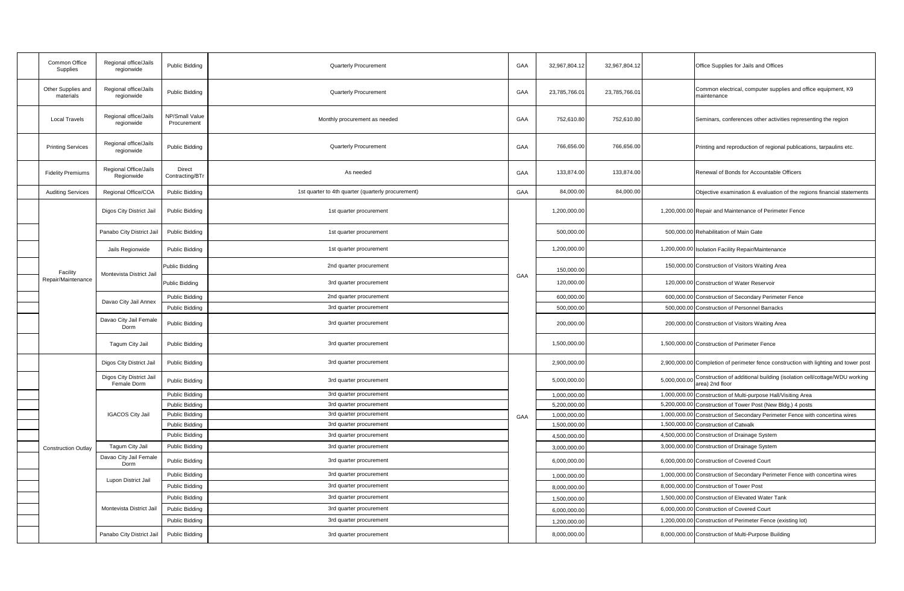| | Common Office Supplies | Regional office/Jails regionwide | Public Bidding | Quarterly Procurement | GAA | 32,967,804.12 | 32,967,804.12 | | Office Supplies for Jails and Offices |
|---|---|---|---|---|---|---|---|---|---|
| | Other Supplies and materials | Regional office/Jails regionwide | Public Bidding | Quarterly Procurement | GAA | 23,785,766.01 | 23,785,766.01 | | Common electrical, computer supplies and office equipment, K9 maintenance |
| | Local Travels | Regional office/Jails regionwide | NP/Small Value Procurement | Monthly procurement as needed | GAA | 752,610.80 | 752,610.80 | | Seminars, conferences other activities representing the region |
| | Printing Services | Regional office/Jails regionwide | Public Bidding | Quarterly Procurement | GAA | 766,656.00 | 766,656.00 | | Printing and reproduction of regional publications, tarpaulins etc. |
| | Fidelity Premiums | Regional Office/Jails Regionwide | Direct Contracting/BTr | As needed | GAA | 133,874.00 | 133,874.00 | | Renewal of Bonds for Accountable Officers |
| | Auditing Services | Regional Office/COA | Public Bidding | 1st quarter to 4th quarter (quarterly procurement) | GAA | 84,000.00 | 84,000.00 | | Objective examination & evaluation of the regions financial statements |
| | Facility Repair/Maintenance | Digos City District Jail | Public Bidding | 1st quarter procurement | GAA | 1,200,000.00 | | 1,200,000.00 | Repair and Maintenance of Perimeter Fence |
| | | Panabo City District Jail | Public Bidding | 1st quarter procurement | | 500,000.00 | | 500,000.00 | Rehabilitation of Main Gate |
| | | Jails Regionwide | Public Bidding | 1st quarter procurement | | 1,200,000.00 | | 1,200,000.00 | Isolation Facility Repair/Maintenance |
| | | Montevista District Jail | Public Bidding | 2nd quarter procurement | | 150,000.00 | | 150,000.00 | Construction of Visitors Waiting Area |
| | | | Public Bidding | 3rd quarter procurement | | 120,000.00 | | 120,000.00 | Construction of Water Reservoir |
| | | Davao City Jail Annex | Public Bidding | 2nd quarter procurement | | 600,000.00 | | 600,000.00 | Construction of Secondary Perimeter Fence |
| | | | Public Bidding | 3rd quarter procurement | | 500,000.00 | | 500,000.00 | Construction of Personnel Barracks |
| | | Davao City Jail Female Dorm | Public Bidding | 3rd quarter procurement | | 200,000.00 | | 200,000.00 | Construction of Visitors Waiting Area |
| | | Tagum City Jail | Public Bidding | 3rd quarter procurement | | 1,500,000.00 | | 1,500,000.00 | Construction of Perimeter Fence |
| | Construction Outlay | Digos City District Jail | Public Bidding | 3rd quarter procurement | GAA | 2,900,000.00 | | 2,900,000.00 | Completion of perimeter fence construction with lighting and tower post |
| | | Digos City District Jail Female Dorm | Public Bidding | 3rd quarter procurement | | 5,000,000.00 | | 5,000,000.00 | Construction of additional building (isolation cell/cottage/WDU working area) 2nd floor |
| | | IGACOS City Jail | Public Bidding | 3rd quarter procurement | | 1,000,000.00 | | 1,000,000.00 | Construction of Multi-purpose Hall/Visiting Area |
| | | | Public Bidding | 3rd quarter procurement | | 5,200,000.00 | | 5,200,000.00 | Construction of Tower Post (New Bldg.) 4 posts |
| | | | Public Bidding | 3rd quarter procurement | | 1,000,000.00 | | 1,000,000.00 | Construction of Secondary Perimeter Fence with concertina wires |
| | | | Public Bidding | 3rd quarter procurement | | 1,500,000.00 | | 1,500,000.00 | Construction of Catwalk |
| | | | Public Bidding | 3rd quarter procurement | | 4,500,000.00 | | 4,500,000.00 | Construction of Drainage System |
| | | Tagum City Jail | Public Bidding | 3rd quarter procurement | | 3,000,000.00 | | 3,000,000.00 | Construction of Drainage System |
| | | Davao City Jail Female Dorm | Public Bidding | 3rd quarter procurement | | 6,000,000.00 | | 6,000,000.00 | Construction of Covered Court |
| | | Lupon District Jail | Public Bidding | 3rd quarter procurement | | 1,000,000.00 | | 1,000,000.00 | Construction of Secondary Perimeter Fence with concertina wires |
| | | | Public Bidding | 3rd quarter procurement | | 8,000,000.00 | | 8,000,000.00 | Construction of Tower Post |
| | | Montevista District Jail | Public Bidding | 3rd quarter procurement | | 1,500,000.00 | | 1,500,000.00 | Construction of Elevated Water Tank |
| | | | Public Bidding | 3rd quarter procurement | | 6,000,000.00 | | 6,000,000.00 | Construction of Covered Court |
| | | | Public Bidding | 3rd quarter procurement | | 1,200,000.00 | | 1,200,000.00 | Construction of Perimeter Fence (existing lot) |
| | | Panabo City District Jail | Public Bidding | 3rd quarter procurement | | 8,000,000.00 | | 8,000,000.00 | Construction of Multi-Purpose Building |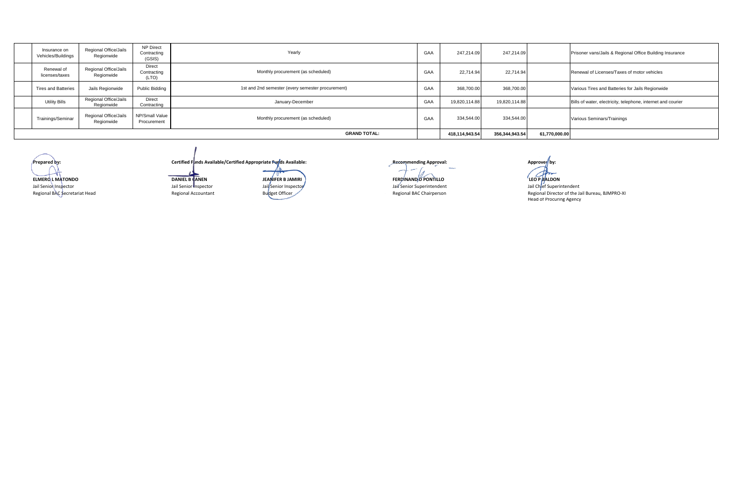|  | Insurance on Vehicles/Buildings | Regional Office/Jails Regionwide | NP Direct Contracting (GSIS) | Yearly | GAA | 247,214.09 | 247,214.09 |  | Prisoner vans/Jails & Regional Office Building Insurance |
|---|---|---|---|---|---|---|---|---|---|
|  | Renewal of licenses/taxes | Regional Office/Jails Regionwide | Direct Contracting (LTO) | Monthly procurement (as scheduled) | GAA | 22,714.94 | 22,714.94 |  | Renewal of Licenses/Taxes of motor vehicles |
|  | Tires and Batteries | Jails Regionwide | Public Bidding | 1st and 2nd semester (every semester procurement) | GAA | 368,700.00 | 368,700.00 |  | Various Tires and Batteries for Jails Regionwide |
|  | Utility Bills | Regional Office/Jails Regionwide | Direct Contracting | January-December | GAA | 19,820,114.88 | 19,820,114.88 |  | Bills of water, electricity, telephone, internet and courier |
|  | Trainings/Seminar | Regional Office/Jails Regionwide | NP/Small Value Procurement | Monthly procurement (as scheduled) | GAA | 334,544.00 | 334,544.00 |  | Various Seminars/Trainings |
|  |  |  |  | **GRAND TOTAL:** |  | **418,114,943.54** | **356,344,943.54** | **61,770,000.00** |  |

**Prepared by:**

**ELMERO L MATONDO**
Jail Senior Inspector
Regional BAC Secretariat Head

**Certified Funds Available/Certified Appropriate Funds Available:**

**DANIEL B CANEN**
Jail Senior Inspector
Regional Accountant

**JEANIFER B JAMIRI**
Jail Senior Inspector
Budget Officer

**Recommending Approval:**

**FERDINAND D PONTILLO**
Jail Senior Superintendent
Regional BAC Chairperson

**Approved by:**

**LEO P BALDON**
Jail Chief Superintendent
Regional Director of the Jail Bureau, BJMPRO-XI
Head of Procuring Agency